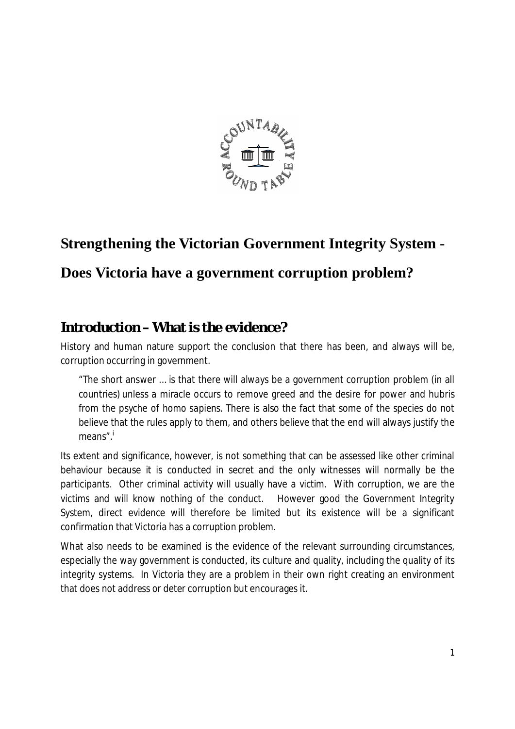# Strengthening the Victorian Government Integrity System -

# Does Victoria have a government corruption problem?

## Introduction – What is the evidence?

History and human nature support the conclusion that there has been, and always will be, corruption occurring in government.

> "The short answer … is that there will always be a government corruption problem (in all countries) unless a miracle occurs to remove greed and the desire for power and hubris from the psyche of homo sapiens. There is also the fact that some of the species do not believe that the rules apply to them, and others believe that the end will always justify the means".[i]

Its extent and significance, however, is not something that can be assessed like other criminal behaviour because it is conducted in secret and the only witnesses will normally be the participants. Other criminal activity will usually have a victim. With corruption, we are the victims and will know nothing of the conduct. However good the Government Integrity System, direct evidence will therefore be limited but its existence will be a significant confirmation that Victoria has a corruption problem.

What also needs to be examined is the evidence of the relevant surrounding circumstances, especially the way government is conducted, its culture and quality, including the quality of its integrity systems. In Victoria they are a problem in their own right creating an environment that does not address or deter corruption but encourages it.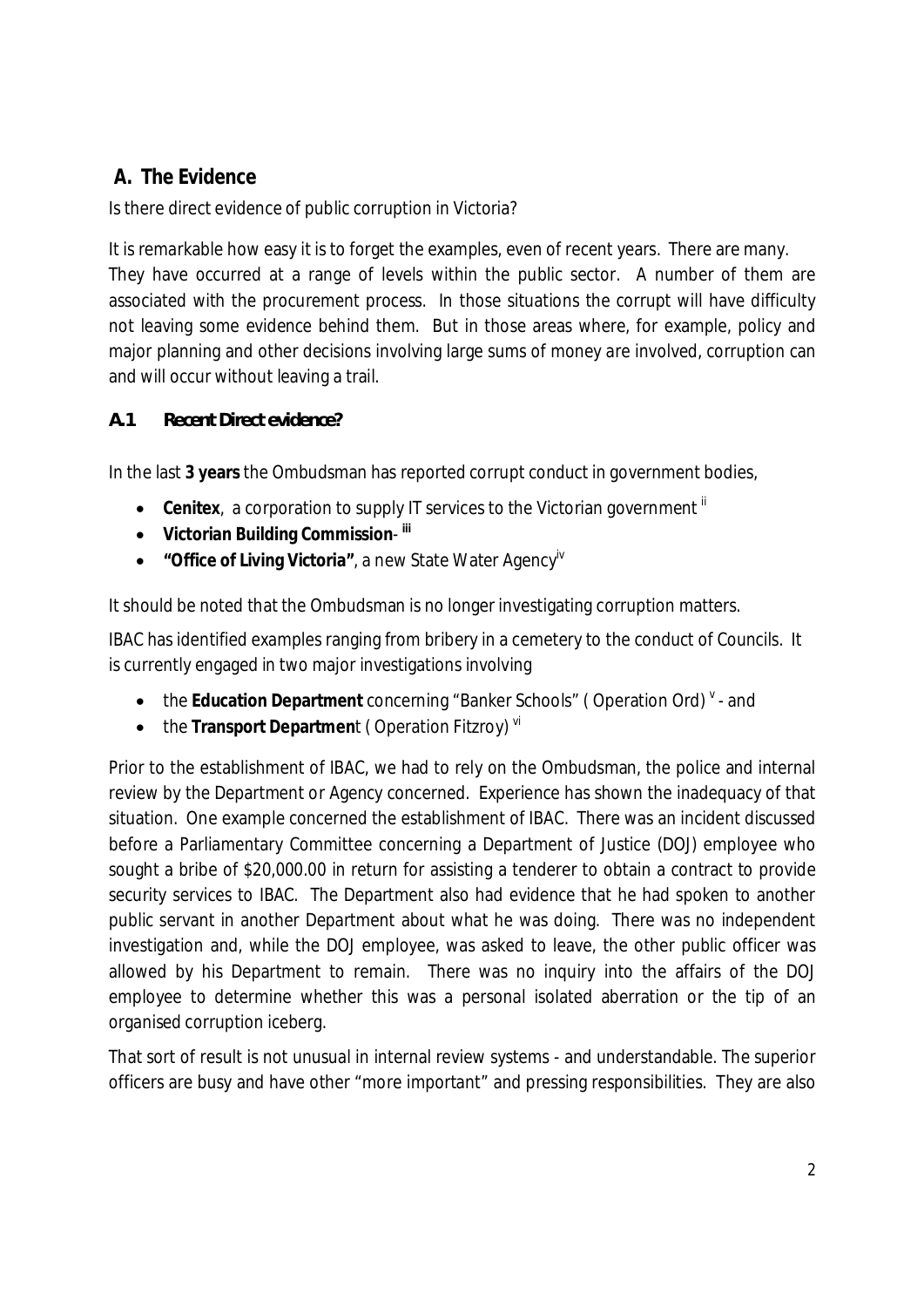## A. The Evidence

Is there direct evidence of public corruption in Victoria?

It is remarkable how easy it is to forget the examples, even of recent years. There are many. They have occurred at a range of levels within the public sector. A number of them are associated with the procurement process. In those situations the corrupt will have difficulty not leaving some evidence behind them. But in those areas where, for example, policy and major planning and other decisions involving large sums of money are involved, corruption can and will occur without leaving a trail.

### A.1 Recent Direct evidence?

In the last **3 years** the Ombudsman has reported corrupt conduct in government bodies,

- **Cenitex**, a corporation to supply IT services to the Victorian government [ii]
- **Victorian Building Commission**- [iii]
- **"Office of Living Victoria"**, a new State Water Agency[iv]

It should be noted that the Ombudsman is no longer investigating corruption matters.

IBAC has identified examples ranging from bribery in a cemetery to the conduct of Councils. It is currently engaged in two major investigations involving

- the **Education Department** concerning "Banker Schools" ( Operation Ord) [v] - and
- the **Transport Department** ( Operation Fitzroy) [vi]

Prior to the establishment of IBAC, we had to rely on the Ombudsman, the police and internal review by the Department or Agency concerned. Experience has shown the inadequacy of that situation. One example concerned the establishment of IBAC. There was an incident discussed before a Parliamentary Committee concerning a Department of Justice (DOJ) employee who sought a bribe of $20,000.00 in return for assisting a tenderer to obtain a contract to provide security services to IBAC. The Department also had evidence that he had spoken to another public servant in another Department about what he was doing. There was no independent investigation and, while the DOJ employee, was asked to leave, the other public officer was allowed by his Department to remain. There was no inquiry into the affairs of the DOJ employee to determine whether this was a personal isolated aberration or the tip of an organised corruption iceberg.

That sort of result is not unusual in internal review systems - and understandable. The superior officers are busy and have other "more important" and pressing responsibilities. They are also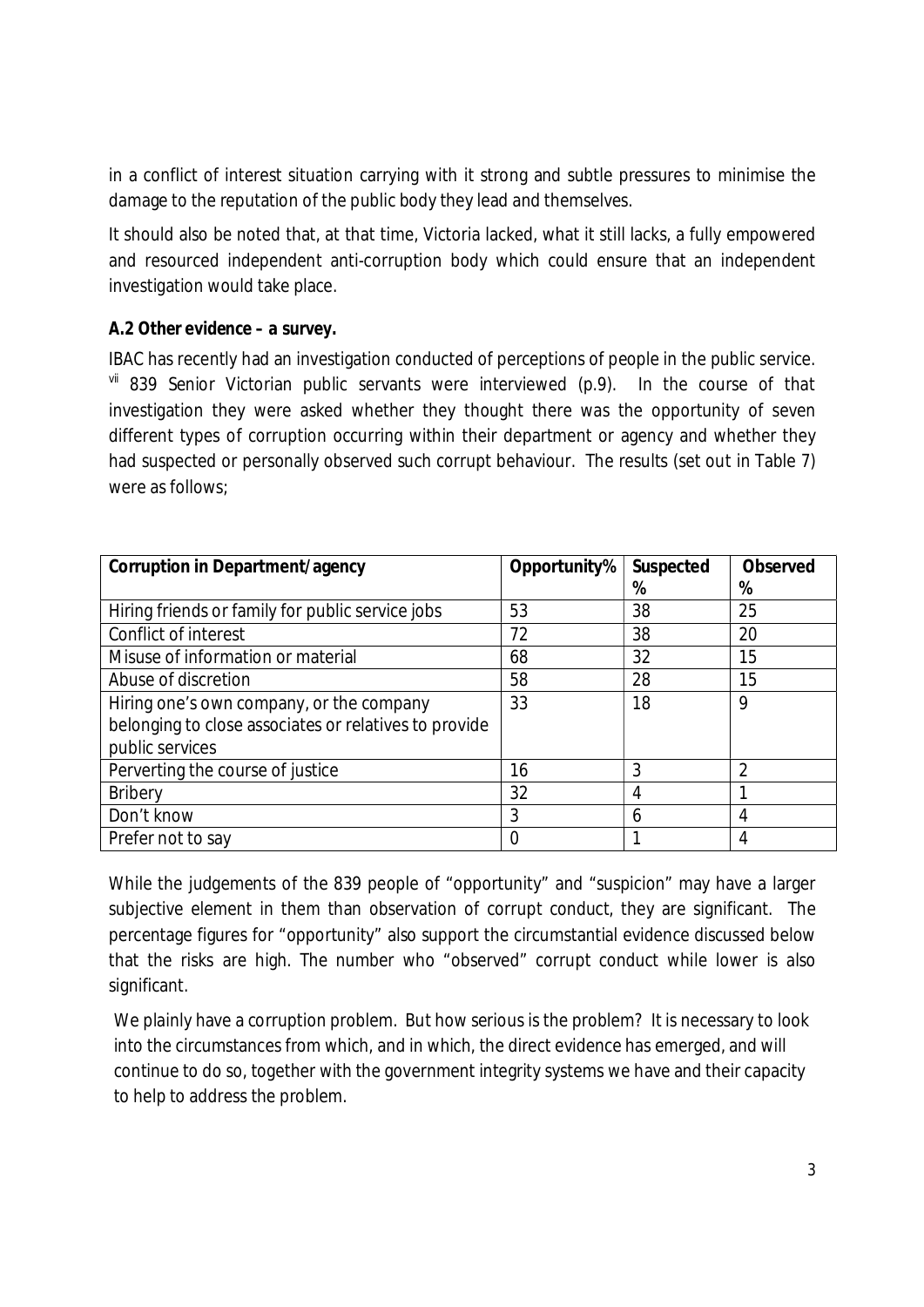in a conflict of interest situation carrying with it strong and subtle pressures to minimise the damage to the reputation of the public body they lead and themselves.

It should also be noted that, at that time, Victoria lacked, what it still lacks, a fully empowered and resourced independent anti-corruption body which could ensure that an independent investigation would take place.

**A.2 Other evidence – a survey.**

IBAC has recently had an investigation conducted of perceptions of people in the public service. [vii] 839 Senior Victorian public servants were interviewed (p.9). In the course of that investigation they were asked whether they thought there was the opportunity of seven different types of corruption occurring within their department or agency and whether they had suspected or personally observed such corrupt behaviour. The results (set out in Table 7) were as follows;

| Corruption in Department/agency | Opportunity% | Suspected % | Observed % |
|---|---|---|---|
| Hiring friends or family for public service jobs | 53 | 38 | 25 |
| Conflict of interest | 72 | 38 | 20 |
| Misuse of information or material | 68 | 32 | 15 |
| Abuse of discretion | 58 | 28 | 15 |
| Hiring one's own company, or the company belonging to close associates or relatives to provide public services | 33 | 18 | 9 |
| Perverting the course of justice | 16 | 3 | 2 |
| Bribery | 32 | 4 | 1 |
| Don't know | 3 | 6 | 4 |
| Prefer not to say | 0 | 1 | 4 |

While the judgements of the 839 people of "opportunity" and "suspicion" may have a larger subjective element in them than observation of corrupt conduct, they are significant. The percentage figures for "opportunity" also support the circumstantial evidence discussed below that the risks are high. The number who "observed" corrupt conduct while lower is also significant.

We plainly have a corruption problem. But how serious is the problem? It is necessary to look into the circumstances from which, and in which, the direct evidence has emerged, and will continue to do so, together with the government integrity systems we have and their capacity to help to address the problem.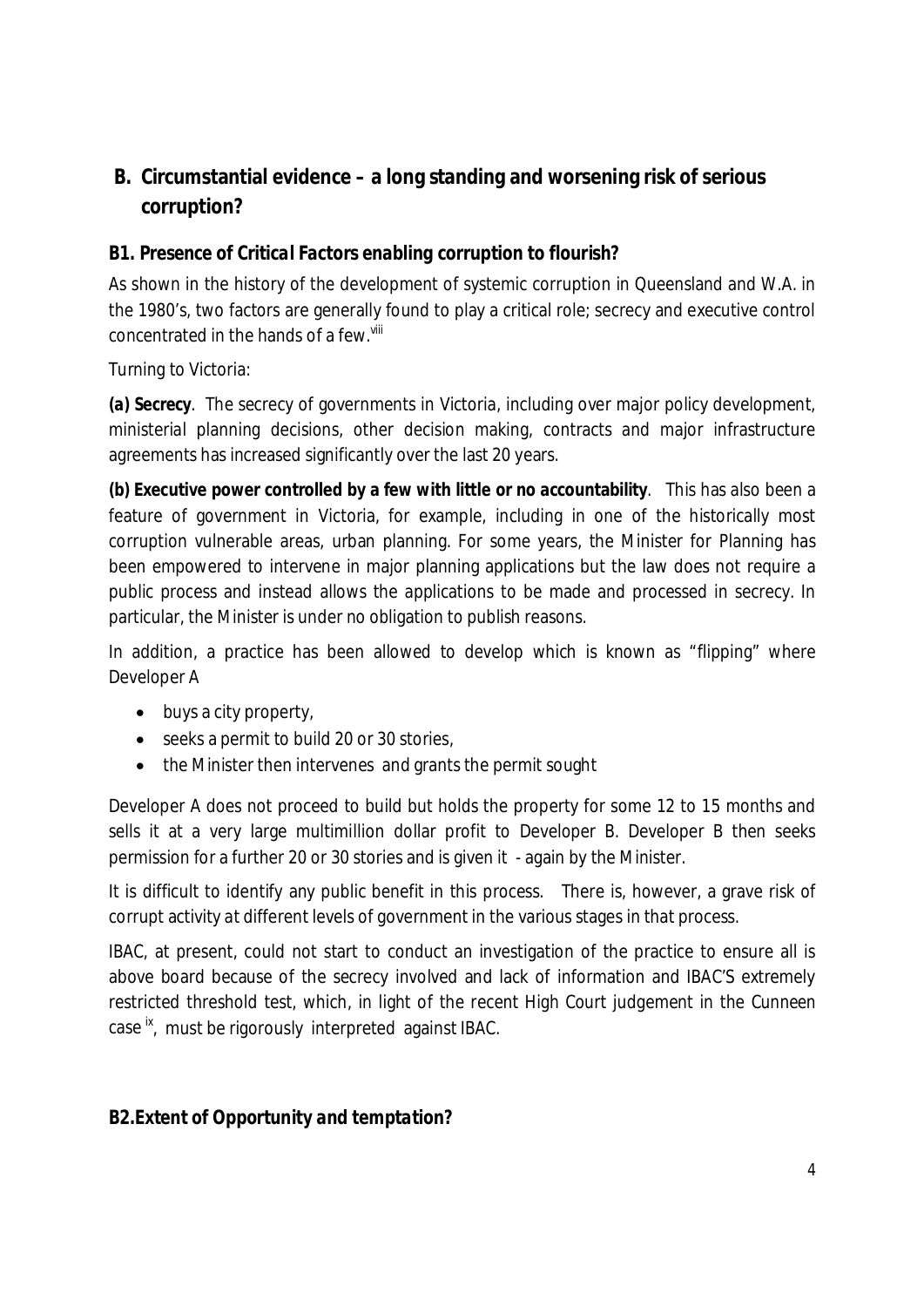## B. Circumstantial evidence – a long standing and worsening risk of serious corruption?

### *B1. Presence of Critical Factors enabling corruption to flourish?*

As shown in the history of the development of systemic corruption in Queensland and W.A. in the 1980's, two factors are generally found to play a critical role; secrecy and executive control concentrated in the hands of a few.[viii]

Turning to Victoria:

***(a) Secrecy***. The secrecy of governments in Victoria, including over major policy development, ministerial planning decisions, other decision making, contracts and major infrastructure agreements has increased significantly over the last 20 years.

***(b) Executive power controlled by a few with little or no accountability***. This has also been a feature of government in Victoria, for example, including in one of the historically most corruption vulnerable areas, urban planning. For some years, the Minister for Planning has been empowered to intervene in major planning applications but the law does not require a public process and instead allows the applications to be made and processed in secrecy. In particular, the Minister is under no obligation to publish reasons.

In addition, a practice has been allowed to develop which is known as "flipping" where Developer A

- buys a city property,
- seeks a permit to build 20 or 30 stories,
- the Minister then intervenes and grants the permit sought

Developer A does not proceed to build but holds the property for some 12 to 15 months and sells it at a very large multimillion dollar profit to Developer B. Developer B then seeks permission for a further 20 or 30 stories and is given it - again by the Minister.

It is difficult to identify any public benefit in this process. There is, however, a grave risk of corrupt activity at different levels of government in the various stages in that process.

IBAC, at present, could not start to conduct an investigation of the practice to ensure all is above board because of the secrecy involved and lack of information and IBAC'S extremely restricted threshold test, which, in light of the recent High Court judgement in the Cunneen case [ix], must be rigorously interpreted against IBAC.

### *B2.Extent of Opportunity and temptation?*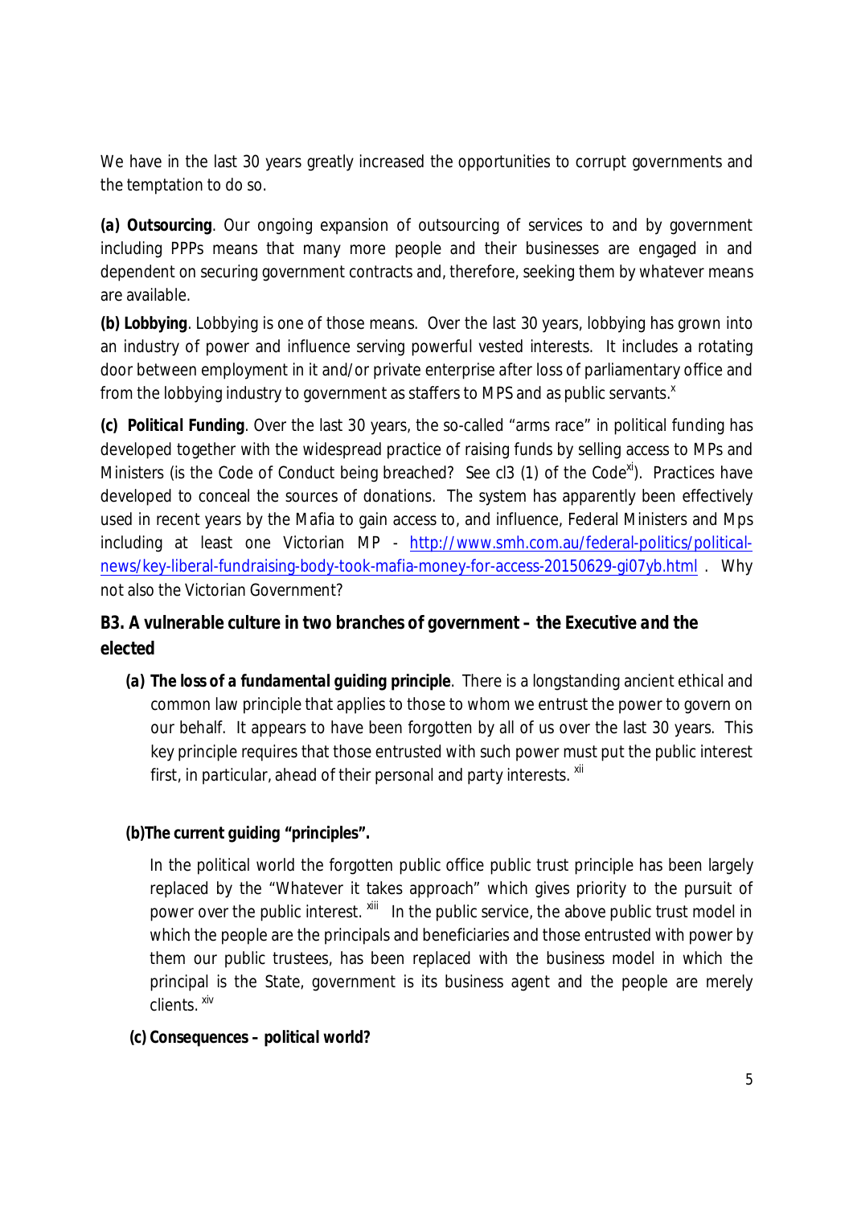We have in the last 30 years greatly increased the opportunities to corrupt governments and the temptation to do so.

**(a) Outsourcing**. Our ongoing expansion of outsourcing of services to and by government including PPPs means that many more people and their businesses are engaged in and dependent on securing government contracts and, therefore, seeking them by whatever means are available.

**(b) Lobbying**. Lobbying is one of those means. Over the last 30 years, lobbying has grown into an industry of power and influence serving powerful vested interests. It includes a rotating door between employment in it and/or private enterprise after loss of parliamentary office and from the lobbying industry to government as staffers to MPS and as public servants.[x]

**(c) Political Funding**. Over the last 30 years, the so-called "arms race" in political funding has developed together with the widespread practice of raising funds by selling access to MPs and Ministers (is the Code of Conduct being breached? See cl3 (1) of the Code[xi]). Practices have developed to conceal the sources of donations. The system has apparently been effectively used in recent years by the Mafia to gain access to, and influence, Federal Ministers and Mps including at least one Victorian MP - [http://www.smh.com.au/federal-politics/political-news/key-liberal-fundraising-body-took-mafia-money-for-access-20150629-gi07yb.html](http://www.smh.com.au/federal-politics/political-news/key-liberal-fundraising-body-took-mafia-money-for-access-20150629-gi07yb.html) . Why not also the Victorian Government?

### B3. A vulnerable culture in two branches of government – the Executive and the elected

**(a) The loss of a fundamental guiding principle**. There is a longstanding ancient ethical and common law principle that applies to those to whom we entrust the power to govern on our behalf. It appears to have been forgotten by all of us over the last 30 years. This key principle requires that those entrusted with such power must put the public interest first, in particular, ahead of their personal and party interests. [xii]

**(b)The current guiding "principles".**

In the political world the forgotten public office public trust principle has been largely replaced by the "Whatever it takes approach" which gives priority to the pursuit of power over the public interest. [xiii] In the public service, the above public trust model in which the people are the principals and beneficiaries and those entrusted with power by them our public trustees, has been replaced with the business model in which the principal is the State, government is its business agent and the people are merely clients. [xiv]

**(c) Consequences – political world?**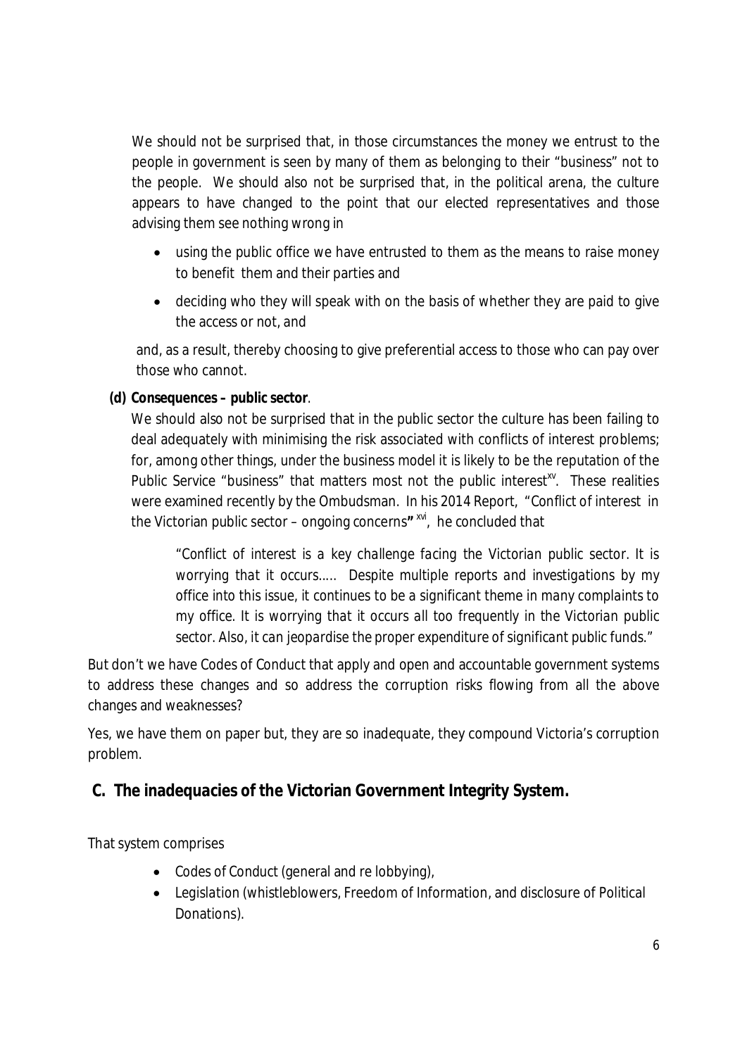We should not be surprised that, in those circumstances the money we entrust to the people in government is seen by many of them as belonging to their "business" not to the people. We should also not be surprised that, in the political arena, the culture appears to have changed to the point that our elected representatives and those advising them see nothing wrong in

- using the public office we have entrusted to them as the means to raise money to benefit them and their parties and
- deciding who they will speak with on the basis of whether they are paid to give the access or not, and

and, as a result, thereby choosing to give preferential access to those who can pay over those who cannot.

**(d) Consequences – public sector**.

We should also not be surprised that in the public sector the culture has been failing to deal adequately with minimising the risk associated with conflicts of interest problems; for, among other things, under the business model it is likely to be the reputation of the Public Service "business" that matters most not the public interest[xv]. These realities were examined recently by the Ombudsman. In his 2014 Report, "Conflict of interest in the Victorian public sector – ongoing concerns**"** [xvi], he concluded that

> *"Conflict of interest is a key challenge facing the Victorian public sector. It is worrying that it occurs….. Despite multiple reports and investigations by my office into this issue, it continues to be a significant theme in many complaints to my office. It is worrying that it occurs all too frequently in the Victorian public sector. Also, it can jeopardise the proper expenditure of significant public funds."*

But don't we have Codes of Conduct that apply and open and accountable government systems to address these changes and so address the corruption risks flowing from all the above changes and weaknesses?

Yes, we have them on paper but, they are so inadequate, they compound Victoria's corruption problem.

## C. The inadequacies of the Victorian Government Integrity System.

That system comprises

- Codes of Conduct (general and re lobbying),
- Legislation (whistleblowers, Freedom of Information, and disclosure of Political Donations).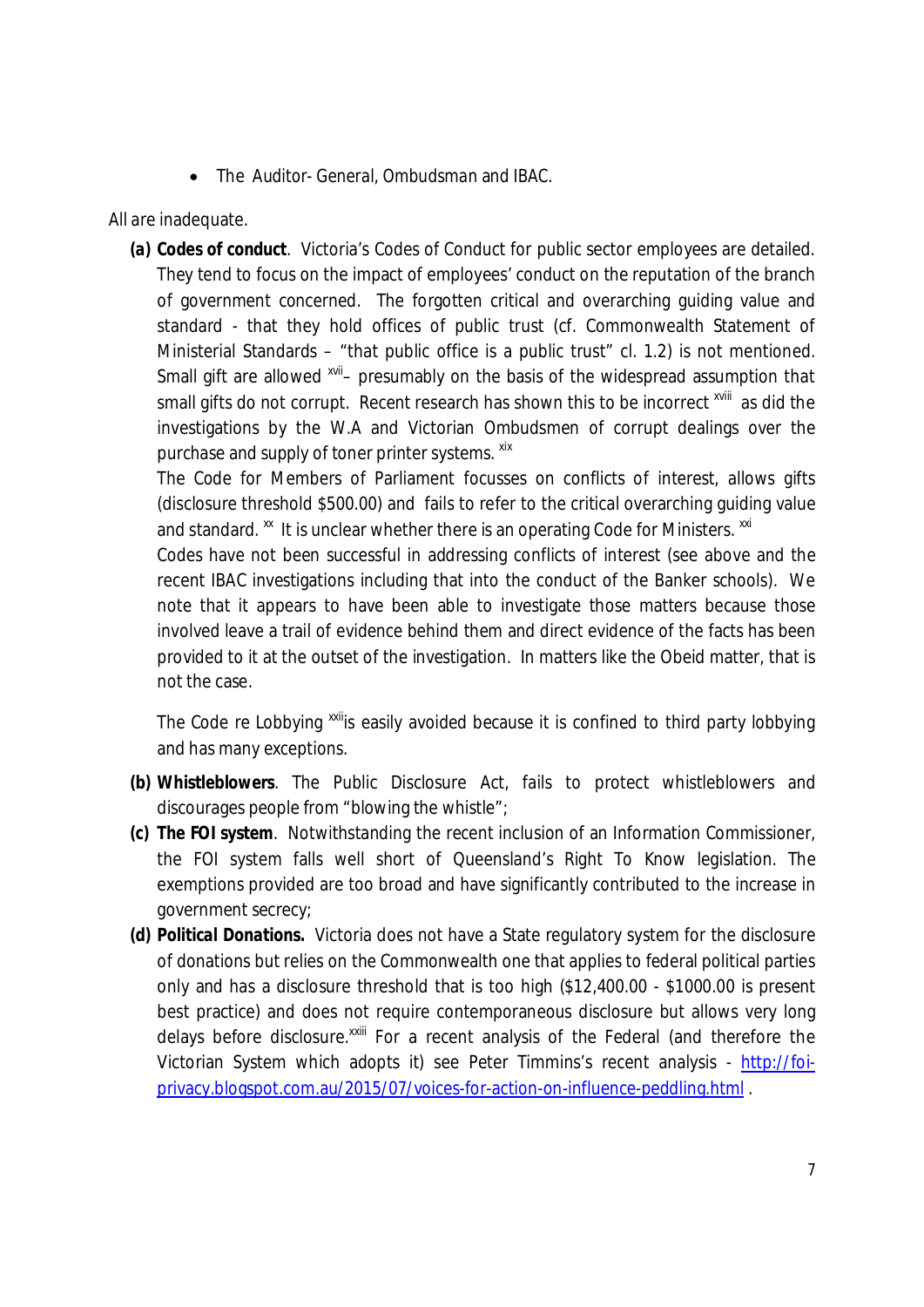- The Auditor- General, Ombudsman and IBAC.

All are inadequate.

**(a) Codes of conduct**. Victoria's Codes of Conduct for public sector employees are detailed. They tend to focus on the impact of employees' conduct on the reputation of the branch of government concerned. The forgotten critical and overarching guiding value and standard - that they hold offices of public trust (cf. Commonwealth Statement of Ministerial Standards – "that public office is a public trust" cl. 1.2) is not mentioned. Small gift are allowed [xvii]– presumably on the basis of the widespread assumption that small gifts do not corrupt. Recent research has shown this to be incorrect [xviii] as did the investigations by the W.A and Victorian Ombudsmen of corrupt dealings over the purchase and supply of toner printer systems. [xix]

The Code for Members of Parliament focusses on conflicts of interest, allows gifts (disclosure threshold $500.00) and fails to refer to the critical overarching guiding value and standard. [xx] It is unclear whether there is an operating Code for Ministers. [xxi]

Codes have not been successful in addressing conflicts of interest (see above and the recent IBAC investigations including that into the conduct of the Banker schools). We note that it appears to have been able to investigate those matters because those involved leave a trail of evidence behind them and direct evidence of the facts has been provided to it at the outset of the investigation. In matters like the Obeid matter, that is not the case.

The Code re Lobbying [xxii]is easily avoided because it is confined to third party lobbying and has many exceptions.

**(b) Whistleblowers**. The Public Disclosure Act, fails to protect whistleblowers and discourages people from "blowing the whistle";

**(c) The FOI system**. Notwithstanding the recent inclusion of an Information Commissioner, the FOI system falls well short of Queensland's Right To Know legislation. The exemptions provided are too broad and have significantly contributed to the increase in government secrecy;

**(d) *Political Donations.*** Victoria does not have a State regulatory system for the disclosure of donations but relies on the Commonwealth one that applies to federal political parties only and has a disclosure threshold that is too high ($12,400.00 - $1000.00 is present best practice) and does not require contemporaneous disclosure but allows very long delays before disclosure.[xxiii] For a recent analysis of the Federal (and therefore the Victorian System which adopts it) see Peter Timmins's recent analysis - [http://foi-privacy.blogspot.com.au/2015/07/voices-for-action-on-influence-peddling.html](http://foi-privacy.blogspot.com.au/2015/07/voices-for-action-on-influence-peddling.html) .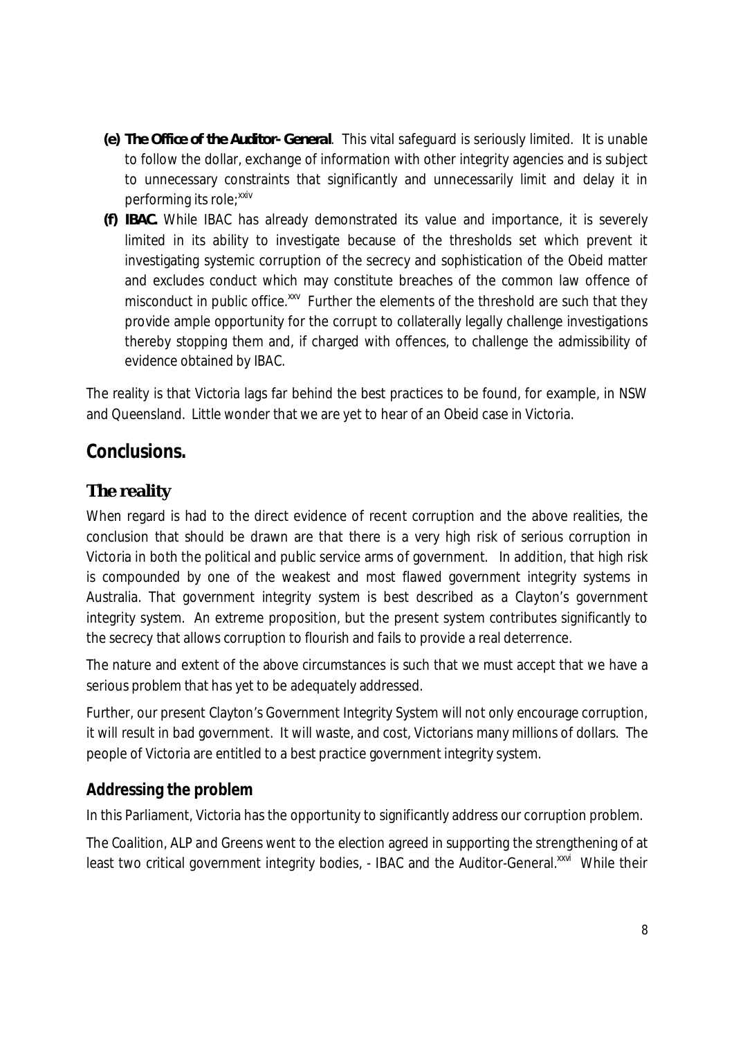**(e) The Office of the Auditor- General**. This vital safeguard is seriously limited. It is unable to follow the dollar, exchange of information with other integrity agencies and is subject to unnecessary constraints that significantly and unnecessarily limit and delay it in performing its role;[xxiv]

**(f) IBAC.** While IBAC has already demonstrated its value and importance, it is severely limited in its ability to investigate because of the thresholds set which prevent it investigating systemic corruption of the secrecy and sophistication of the Obeid matter and excludes conduct which may constitute breaches of the common law offence of misconduct in public office.[xxv] Further the elements of the threshold are such that they provide ample opportunity for the corrupt to collaterally legally challenge investigations thereby stopping them and, if charged with offences, to challenge the admissibility of evidence obtained by IBAC.

The reality is that Victoria lags far behind the best practices to be found, for example, in NSW and Queensland. Little wonder that we are yet to hear of an Obeid case in Victoria.

# Conclusions.

## The reality

When regard is had to the direct evidence of recent corruption and the above realities, the conclusion that should be drawn are that there is a very high risk of serious corruption in Victoria in both the political and public service arms of government. In addition, that high risk is compounded by one of the weakest and most flawed government integrity systems in Australia. That government integrity system is best described as a Clayton's government integrity system. An extreme proposition, but the present system contributes significantly to the secrecy that allows corruption to flourish and fails to provide a real deterrence.

The nature and extent of the above circumstances is such that we must accept that we have a serious problem that has yet to be adequately addressed.

Further, our present Clayton's Government Integrity System will not only encourage corruption, it will result in bad government. It will waste, and cost, Victorians many millions of dollars. The people of Victoria are entitled to a best practice government integrity system.

### Addressing the problem

In this Parliament, Victoria has the opportunity to significantly address our corruption problem.

The Coalition, ALP and Greens went to the election agreed in supporting the strengthening of at least two critical government integrity bodies, - IBAC and the Auditor-General.[xxvi] While their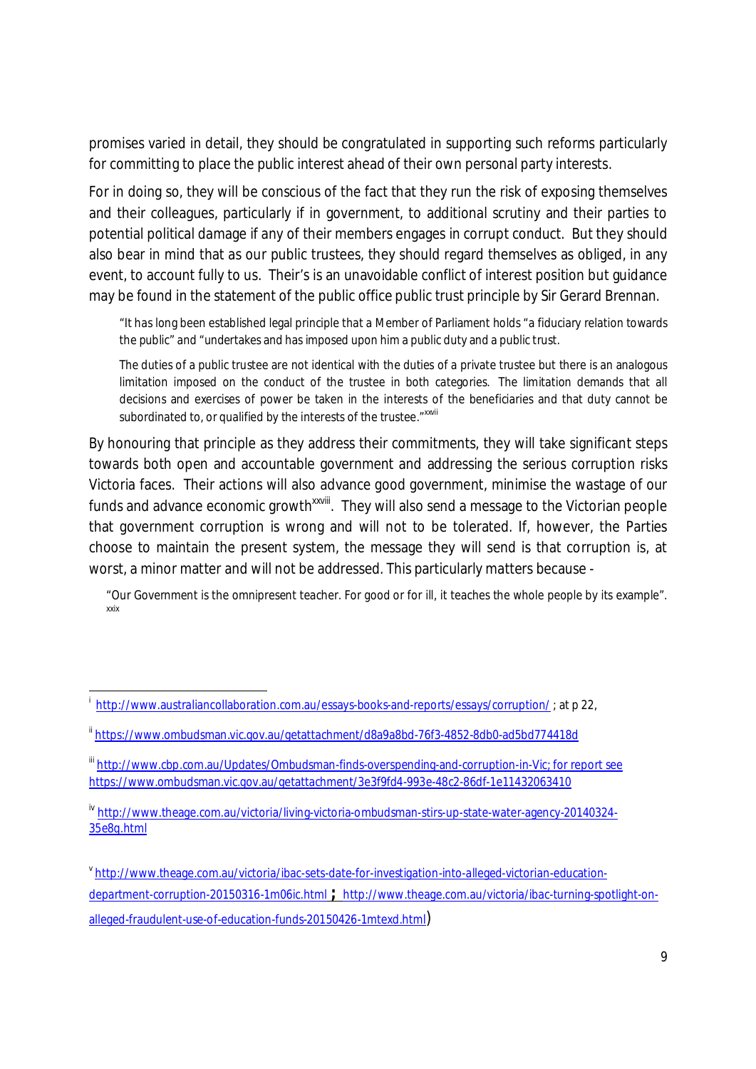promises varied in detail, they should be congratulated in supporting such reforms particularly for committing to place the public interest ahead of their own personal party interests.

For in doing so, they will be conscious of the fact that they run the risk of exposing themselves and their colleagues, particularly if in government, to additional scrutiny and their parties to potential political damage if any of their members engages in corrupt conduct. But they should also bear in mind that as our public trustees, they should regard themselves as obliged, in any event, to account fully to us. Their's is an unavoidable conflict of interest position but guidance may be found in the statement of the public office public trust principle by Sir Gerard Brennan.

> "It has long been established legal principle that a Member of Parliament holds "a fiduciary relation towards the public" and "undertakes and has imposed upon him a public duty and a public trust.
>
> The duties of a public trustee are not identical with the duties of a private trustee but there is an analogous limitation imposed on the conduct of the trustee in both categories. The limitation demands that all decisions and exercises of power be taken in the interests of the beneficiaries and that duty cannot be subordinated to, or qualified by the interests of the trustee."[xxvii]

By honouring that principle as they address their commitments, they will take significant steps towards both open and accountable government and addressing the serious corruption risks Victoria faces. Their actions will also advance good government, minimise the wastage of our funds and advance economic growth[xxviii]. They will also send a message to the Victorian people that government corruption is wrong and will not to be tolerated. If, however, the Parties choose to maintain the present system, the message they will send is that corruption is, at worst, a minor matter and will not be addressed. This particularly matters because -

> "Our Government is the omnipresent teacher. For good or for ill, it teaches the whole people by its example".[xxix]

---

[i] http://www.australiancollaboration.com.au/essays-books-and-reports/essays/corruption/ ; at p 22,

[ii] https://www.ombudsman.vic.gov.au/getattachment/d8a9a8bd-76f3-4852-8db0-ad5bd774418d

[iii] http://www.cbp.com.au/Updates/Ombudsman-finds-overspending-and-corruption-in-Vic; for report see https://www.ombudsman.vic.gov.au/getattachment/3e3f9fd4-993e-48c2-86df-1e11432063410

[iv] http://www.theage.com.au/victoria/living-victoria-ombudsman-stirs-up-state-water-agency-20140324-35e8q.html

[v] http://www.theage.com.au/victoria/ibac-sets-date-for-investigation-into-alleged-victorian-education-department-corruption-20150316-1m06ic.html ; http://www.theage.com.au/victoria/ibac-turning-spotlight-on-alleged-fraudulent-use-of-education-funds-20150426-1mtexd.html)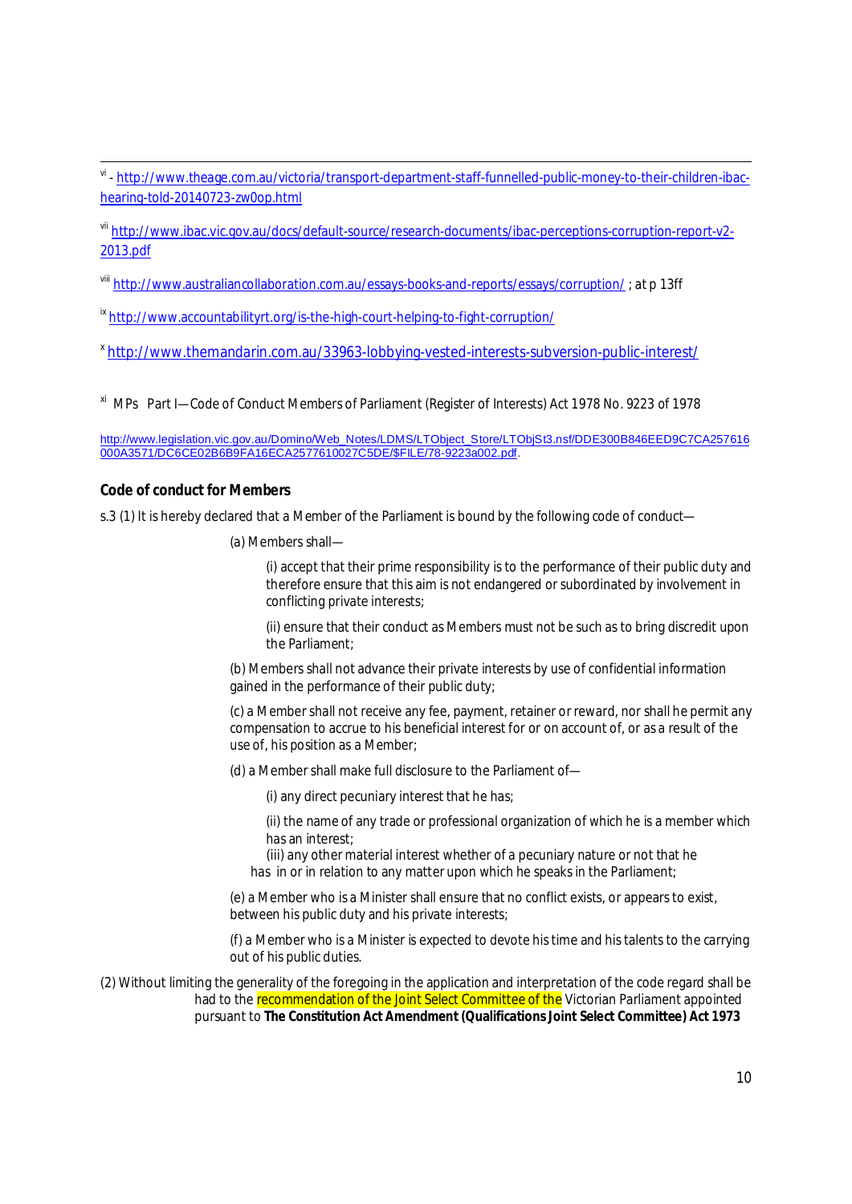[vi] - http://www.theage.com.au/victoria/transport-department-staff-funnelled-public-money-to-their-children-ibac-hearing-told-20140723-zw0op.html

[vii] http://www.ibac.vic.gov.au/docs/default-source/research-documents/ibac-perceptions-corruption-report-v2-2013.pdf

[viii] http://www.australiancollaboration.com.au/essays-books-and-reports/essays/corruption/ ; at p 13ff

[ix] http://www.accountabilityrt.org/is-the-high-court-helping-to-fight-corruption/

[x] http://www.themandarin.com.au/33963-lobbying-vested-interests-subversion-public-interest/

[xi] MPs Part I—Code of Conduct Members of Parliament (Register of Interests) Act 1978 No. 9223 of 1978

http://www.legislation.vic.gov.au/Domino/Web_Notes/LDMS/LTObject_Store/LTObjSt3.nsf/DDE300B846EED9C7CA257616000A3571/DC6CE02B6B9FA16ECA2577610027C5DE/$FILE/78-9223a002.pdf.

**Code of conduct for Members**

s.3 (1) It is hereby declared that a Member of the Parliament is bound by the following code of conduct—

(a) Members shall—

(i) accept that their prime responsibility is to the performance of their public duty and therefore ensure that this aim is not endangered or subordinated by involvement in conflicting private interests;

(ii) ensure that their conduct as Members must not be such as to bring discredit upon the Parliament;

(b) Members shall not advance their private interests by use of confidential information gained in the performance of their public duty;

(c) a Member shall not receive any fee, payment, retainer or reward, nor shall he permit any compensation to accrue to his beneficial interest for or on account of, or as a result of the use of, his position as a Member;

(d) a Member shall make full disclosure to the Parliament of—

(i) any direct pecuniary interest that he has;

(ii) the name of any trade or professional organization of which he is a member which has an interest;

(iii) any other material interest whether of a pecuniary nature or not that he has in or in relation to any matter upon which he speaks in the Parliament;

(e) a Member who is a Minister shall ensure that no conflict exists, or appears to exist, between his public duty and his private interests;

(f) a Member who is a Minister is expected to devote his time and his talents to the carrying out of his public duties.

(2) Without limiting the generality of the foregoing in the application and interpretation of the code regard shall be had to the recommendation of the Joint Select Committee of the Victorian Parliament appointed pursuant to **The Constitution Act Amendment (Qualifications Joint Select Committee) Act 1973**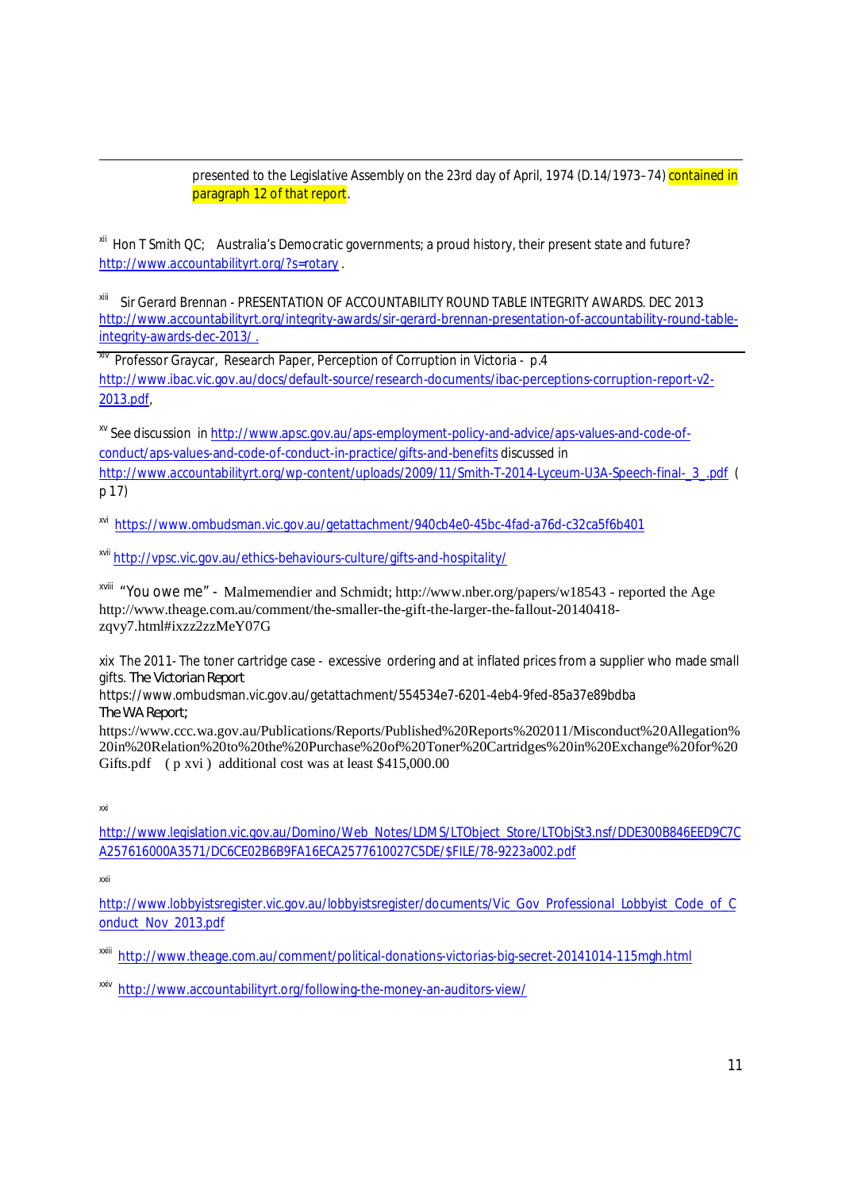presented to the Legislative Assembly on the 23rd day of April, 1974 (D.14/1973–74) contained in paragraph 12 of that report.

[xii] Hon T Smith QC; Australia's Democratic governments; a proud history, their present state and future? http://www.accountabilityrt.org/?s=rotary .

[xiii] Sir Gerard Brennan - PRESENTATION OF ACCOUNTABILITY ROUND TABLE INTEGRITY AWARDS. DEC 2013 http://www.accountabilityrt.org/integrity-awards/sir-gerard-brennan-presentation-of-accountability-round-table-integrity-awards-dec-2013/ .

[xiv] Professor Graycar, Research Paper, Perception of Corruption in Victoria - p.4 http://www.ibac.vic.gov.au/docs/default-source/research-documents/ibac-perceptions-corruption-report-v2-2013.pdf,

[xv] See discussion in http://www.apsc.gov.au/aps-employment-policy-and-advice/aps-values-and-code-of-conduct/aps-values-and-code-of-conduct-in-practice/gifts-and-benefits discussed in http://www.accountabilityrt.org/wp-content/uploads/2009/11/Smith-T-2014-Lyceum-U3A-Speech-final-_3_.pdf ( p 17)

[xvi] https://www.ombudsman.vic.gov.au/getattachment/940cb4e0-45bc-4fad-a76d-c32ca5f6b401

[xvii] http://vpsc.vic.gov.au/ethics-behaviours-culture/gifts-and-hospitality/

[xviii] "You owe me" - Malmemendier and Schmidt; http://www.nber.org/papers/w18543 - reported the Age http://www.theage.com.au/comment/the-smaller-the-gift-the-larger-the-fallout-20140418-zqvy7.html#ixzz2zzMeY07G

xix The 2011- The toner cartridge case - excessive ordering and at inflated prices from a supplier who made small gifts. The Victorian Report
https://www.ombudsman.vic.gov.au/getattachment/554534e7-6201-4eb4-9fed-85a37e89bdba
The WA Report;
https://www.ccc.wa.gov.au/Publications/Reports/Published%20Reports%202011/Misconduct%20Allegation%20in%20Relation%20to%20the%20Purchase%20of%20Toner%20Cartridges%20in%20Exchange%20for%20Gifts.pdf ( p xvi ) additional cost was at least $415,000.00

[xxi]

http://www.legislation.vic.gov.au/Domino/Web_Notes/LDMS/LTObject_Store/LTObjSt3.nsf/DDE300B846EED9C7CA257616000A3571/DC6CE02B6B9FA16ECA2577610027C5DE/$FILE/78-9223a002.pdf

[xxii]

http://www.lobbyistsregister.vic.gov.au/lobbyistsregister/documents/Vic_Gov_Professional_Lobbyist_Code_of_Conduct_Nov_2013.pdf

[xxiii] http://www.theage.com.au/comment/political-donations-victorias-big-secret-20141014-115mgh.html

[xxiv] http://www.accountabilityrt.org/following-the-money-an-auditors-view/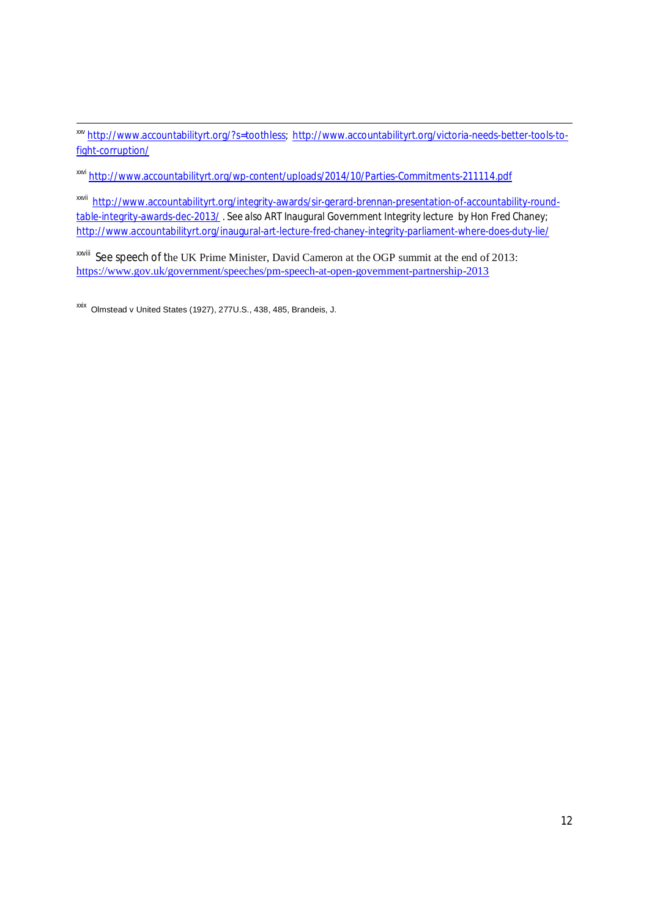[xxv] http://www.accountabilityrt.org/?s=toothless; http://www.accountabilityrt.org/victoria-needs-better-tools-to-fight-corruption/

[xxvi] http://www.accountabilityrt.org/wp-content/uploads/2014/10/Parties-Commitments-211114.pdf

[xxvii] http://www.accountabilityrt.org/integrity-awards/sir-gerard-brennan-presentation-of-accountability-round-table-integrity-awards-dec-2013/ . See also ART Inaugural Government Integrity lecture by Hon Fred Chaney; http://www.accountabilityrt.org/inaugural-art-lecture-fred-chaney-integrity-parliament-where-does-duty-lie/

[xxviii] See speech of the UK Prime Minister, David Cameron at the OGP summit at the end of 2013: https://www.gov.uk/government/speeches/pm-speech-at-open-government-partnership-2013

[xxix] Olmstead v United States (1927), 277U.S., 438, 485, Brandeis, J.